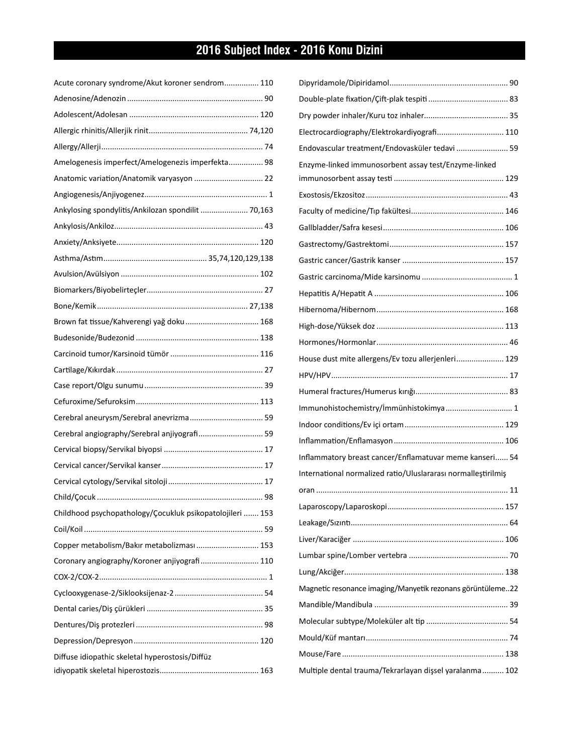# 2016 Subject Index - 2016 Konu Dizini

Acute coronary syndrome/Akut koroner sendrom................ 110

Adenosine/Adenozin .............................................................. 90

Adolescent/Adolesan ........................................................... 120

Allergic rhinitis/Allerjik rinit............................................. 74,120

Allergy/Allerji.......................................................................... 74

Amelogenesis imperfect/Amelogenezis imperfekta................ 98

Anatomic variation/Anatomik varyasyon ................................ 22

Angiogenesis/Anjiyogenez........................................................ 1

Ankylosing spondylitis/Ankilozan spondilit ...................... 70,163

Ankylosis/Ankiloz.................................................................... 43

Anxiety/Anksiyete................................................................. 120

Asthma/Astım................................................ 35,74,120,129,138

Avulsion/Avülsiyon ............................................................... 102

Biomarkers/Biyobelirteçler..................................................... 27

Bone/Kemik..................................................................... 27,138

Brown fat tissue/Kahverengi yağ doku .................................. 168

Budesonide/Budezonid ........................................................ 138

Carcinoid tumor/Karsinoid tümör ......................................... 116

Cartilage/Kıkırdak ................................................................... 27

Case report/Olgu sunumu ....................................................... 39

Cefuroxime/Sefuroksim........................................................ 113

Cerebral aneurysm/Serebral anevrizma.................................. 59

Cerebral angiography/Serebral anjiyografi............................. 59

Cervical biopsy/Servikal biyopsi ............................................. 17

Cervical cancer/Servikal kanser .............................................. 17

Cervical cytology/Servikal sitoloji ............................................ 17

Child/Çocuk ............................................................................ 98

Childhood psychopathology/Çocukluk psikopatolojileri ....... 153

Coil/Koil .................................................................................. 59

Copper metabolism/Bakır metabolizması ............................ 153

Coronary angiography/Koroner anjiyografi........................... 110

COX-2/COX-2............................................................................. 1

Cyclooxygenase-2/Siklooksijenaz-2 ......................................... 54

Dental caries/Diş çürükleri ...................................................... 35

Dentures/Diş protezleri .......................................................... 98

Depression/Depresyon.......................................................... 120

Diffuse idiopathic skeletal hyperostosis/Diffüz idiyopatik skeletal hiperostozis............................................. 163

Dipyridamole/Dipiridamol...................................................... 90

Double-plate fixation/Çift-plak tespiti .................................... 83

Dry powder inhaler/Kuru toz inhaler...................................... 35

Electrocardiography/Elektrokardiyografi.............................. 110

Endovascular treatment/Endovasküler tedavi ........................ 59

Enzyme-linked immunosorbent assay test/Enzyme-linked immunosorbent assay testi .................................................. 129

Exostosis/Ekzositoz ................................................................. 43

Faculty of medicine/Tıp fakültesi.......................................... 146

Gallbladder/Safra kesesi....................................................... 106

Gastrectomy/Gastrektomi.................................................... 157

Gastric cancer/Gastrik kanser .............................................. 157

Gastric carcinoma/Mide karsinomu .......................................... 1

Hepatitis A/Hepatit A ........................................................... 106

Hibernoma/Hibernom .......................................................... 168

High-dose/Yüksek doz .......................................................... 113

Hormones/Hormonlar............................................................ 46

House dust mite allergens/Ev tozu allerjenleri...................... 129

HPV/HPV................................................................................. 17

Humeral fractures/Humerus kırığı.......................................... 83

Immunohistochemistry/İmmünhistokimya ............................... 1

Indoor conditions/Ev içi ortam............................................. 129

Inflammation/Enflamasyon .................................................. 106

Inflammatory breast cancer/Enflamatuvar meme kanseri...... 54

International normalized ratio/Uluslararası normalleştirilmiş oran ........................................................................................ 11

Laparoscopy/Laparoskopi..................................................... 157

Leakage/Sızıntı........................................................................ 64

Liver/Karaciğer ..................................................................... 106

Lumbar spine/Lomber vertebra ............................................. 70

Lung/Akciğer......................................................................... 138

Magnetic resonance imaging/Manyetik rezonans görüntüleme..22

Mandible/Mandibula ............................................................. 39

Molecular subtype/Moleküler alt tip ...................................... 54

Mould/Küf mantarı................................................................. 74

Mouse/Fare .......................................................................... 138

Multiple dental trauma/Tekrarlayan dişsel yaralanma.......... 102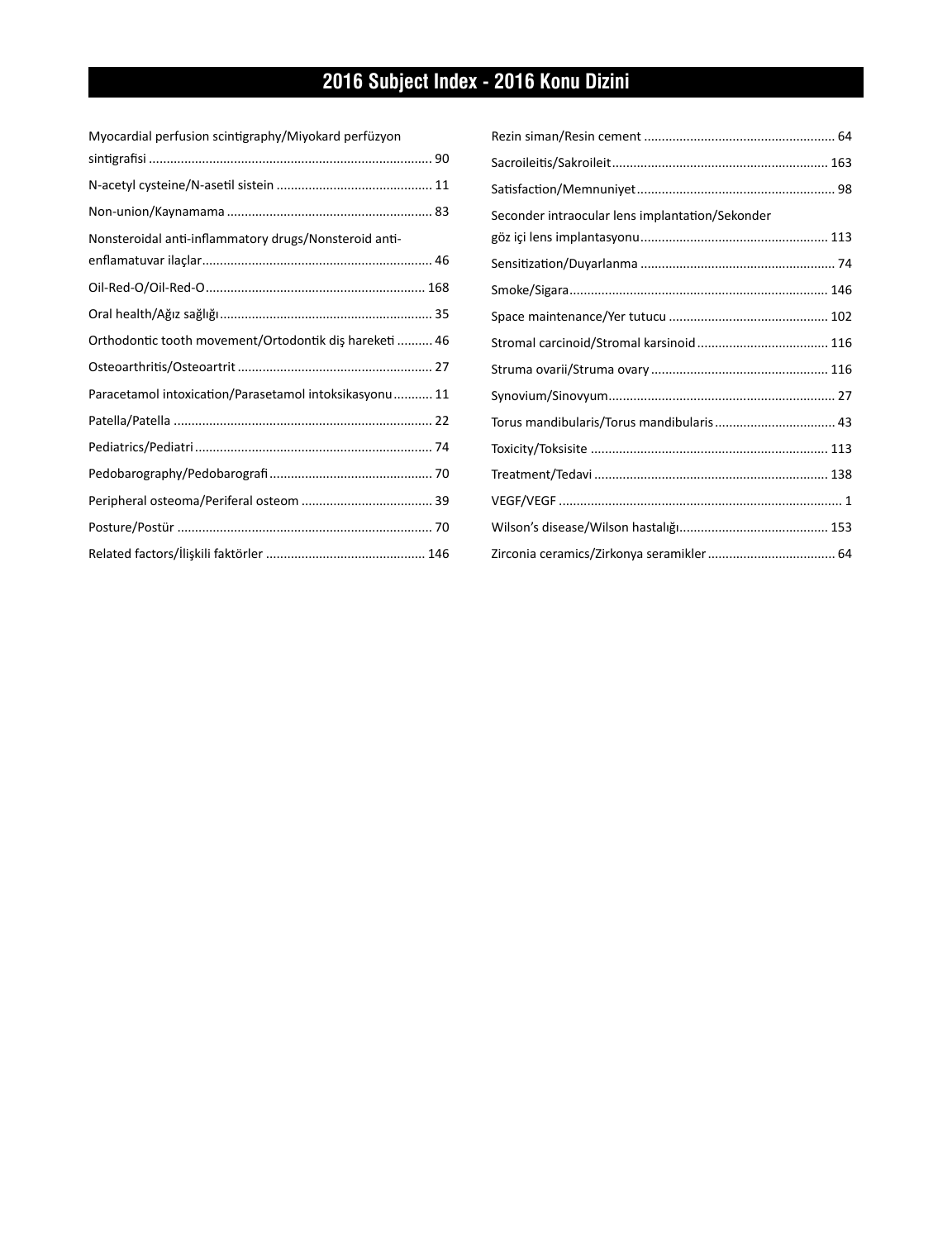# 2016 Subject Index - 2016 Konu Dizini

Myocardial perfusion scintigraphy/Miyokard perfüzyon sintigrafisi ........................................................................ 90

N-acetyl cysteine/N-asetil sistein ........................................ 11

Non-union/Kaynamama ......................................................... 83

Nonsteroidal anti-inflammatory drugs/Nonsteroid anti-enflamatuvar ilaçlar................................................................ 46

Oil-Red-O/Oil-Red-O............................................................. 168

Oral health/Ağız sağlığı........................................................... 35

Orthodontic tooth movement/Ortodontik diş hareketi .......... 46

Osteoarthritis/Osteoartrit ...................................................... 27

Paracetamol intoxication/Parasetamol intoksikasyonu........... 11

Patella/Patella ........................................................................ 22

Pediatrics/Pediatri .................................................................. 74

Pedobarography/Pedobarografi............................................. 70

Peripheral osteoma/Periferal osteom .................................... 39

Posture/Postür ....................................................................... 70

Related factors/İlişkili faktörler ............................................ 146

Rezin siman/Resin cement ..................................................... 64

Sacroileitis/Sakroileit............................................................ 163

Satisfaction/Memnuniyet........................................................ 98

Seconder intraocular lens implantation/Sekonder göz içi lens implantasyonu.................................................... 113

Sensitization/Duyarlanma ...................................................... 74

Smoke/Sigara........................................................................ 146

Space maintenance/Yer tutucu ............................................ 102

Stromal carcinoid/Stromal karsinoid.................................... 116

Struma ovarii/Struma ovary ................................................. 116

Synovium/Sinovyum............................................................... 27

Torus mandibularis/Torus mandibularis................................. 43

Toxicity/Toksisite .................................................................. 113

Treatment/Tedavi ................................................................. 138

VEGF/VEGF ............................................................................... 1

Wilson's disease/Wilson hastalığı......................................... 153

Zirconia ceramics/Zirkonya seramikler................................... 64